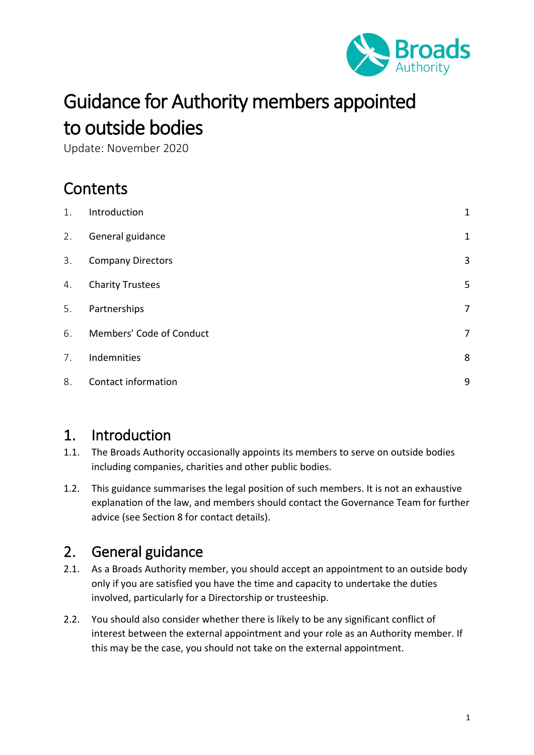# Guidance for Authority members appointed to outside bodies

Update: November 2020

## Contents

| | | |
|---|---|---|
| 1. | Introduction | 1 |
| 2. | General guidance | 1 |
| 3. | Company Directors | 3 |
| 4. | Charity Trustees | 5 |
| 5. | Partnerships | 7 |
| 6. | Members' Code of Conduct | 7 |
| 7. | Indemnities | 8 |
| 8. | Contact information | 9 |

## 1. Introduction

1.1. The Broads Authority occasionally appoints its members to serve on outside bodies including companies, charities and other public bodies.

1.2. This guidance summarises the legal position of such members. It is not an exhaustive explanation of the law, and members should contact the Governance Team for further advice (see Section 8 for contact details).

## 2. General guidance

2.1. As a Broads Authority member, you should accept an appointment to an outside body only if you are satisfied you have the time and capacity to undertake the duties involved, particularly for a Directorship or trusteeship.

2.2. You should also consider whether there is likely to be any significant conflict of interest between the external appointment and your role as an Authority member. If this may be the case, you should not take on the external appointment.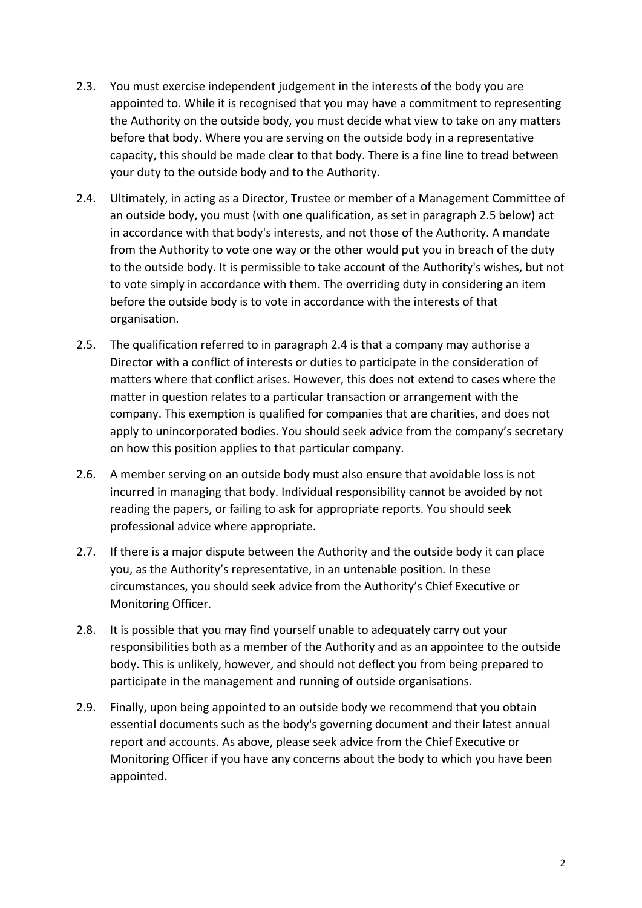2.3. You must exercise independent judgement in the interests of the body you are appointed to. While it is recognised that you may have a commitment to representing the Authority on the outside body, you must decide what view to take on any matters before that body. Where you are serving on the outside body in a representative capacity, this should be made clear to that body. There is a fine line to tread between your duty to the outside body and to the Authority.

2.4. Ultimately, in acting as a Director, Trustee or member of a Management Committee of an outside body, you must (with one qualification, as set in paragraph 2.5 below) act in accordance with that body's interests, and not those of the Authority. A mandate from the Authority to vote one way or the other would put you in breach of the duty to the outside body. It is permissible to take account of the Authority's wishes, but not to vote simply in accordance with them. The overriding duty in considering an item before the outside body is to vote in accordance with the interests of that organisation.

2.5. The qualification referred to in paragraph 2.4 is that a company may authorise a Director with a conflict of interests or duties to participate in the consideration of matters where that conflict arises. However, this does not extend to cases where the matter in question relates to a particular transaction or arrangement with the company. This exemption is qualified for companies that are charities, and does not apply to unincorporated bodies. You should seek advice from the company's secretary on how this position applies to that particular company.

2.6. A member serving on an outside body must also ensure that avoidable loss is not incurred in managing that body. Individual responsibility cannot be avoided by not reading the papers, or failing to ask for appropriate reports. You should seek professional advice where appropriate.

2.7. If there is a major dispute between the Authority and the outside body it can place you, as the Authority's representative, in an untenable position. In these circumstances, you should seek advice from the Authority's Chief Executive or Monitoring Officer.

2.8. It is possible that you may find yourself unable to adequately carry out your responsibilities both as a member of the Authority and as an appointee to the outside body. This is unlikely, however, and should not deflect you from being prepared to participate in the management and running of outside organisations.

2.9. Finally, upon being appointed to an outside body we recommend that you obtain essential documents such as the body's governing document and their latest annual report and accounts. As above, please seek advice from the Chief Executive or Monitoring Officer if you have any concerns about the body to which you have been appointed.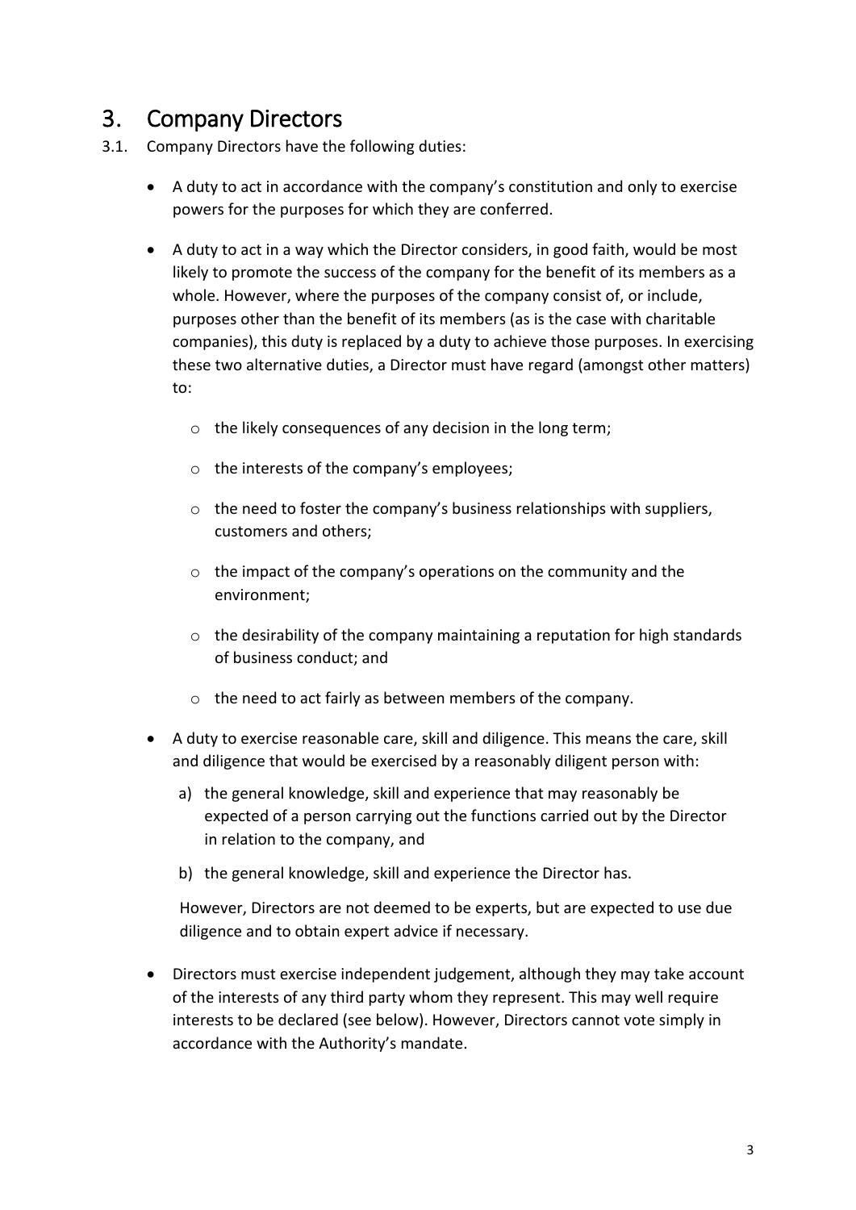# 3. Company Directors

3.1. Company Directors have the following duties:

- A duty to act in accordance with the company's constitution and only to exercise powers for the purposes for which they are conferred.

- A duty to act in a way which the Director considers, in good faith, would be most likely to promote the success of the company for the benefit of its members as a whole. However, where the purposes of the company consist of, or include, purposes other than the benefit of its members (as is the case with charitable companies), this duty is replaced by a duty to achieve those purposes. In exercising these two alternative duties, a Director must have regard (amongst other matters) to:

  - the likely consequences of any decision in the long term;
  - the interests of the company's employees;
  - the need to foster the company's business relationships with suppliers, customers and others;
  - the impact of the company's operations on the community and the environment;
  - the desirability of the company maintaining a reputation for high standards of business conduct; and
  - the need to act fairly as between members of the company.

- A duty to exercise reasonable care, skill and diligence. This means the care, skill and diligence that would be exercised by a reasonably diligent person with:

  a) the general knowledge, skill and experience that may reasonably be expected of a person carrying out the functions carried out by the Director in relation to the company, and

  b) the general knowledge, skill and experience the Director has.

  However, Directors are not deemed to be experts, but are expected to use due diligence and to obtain expert advice if necessary.

- Directors must exercise independent judgement, although they may take account of the interests of any third party whom they represent. This may well require interests to be declared (see below). However, Directors cannot vote simply in accordance with the Authority's mandate.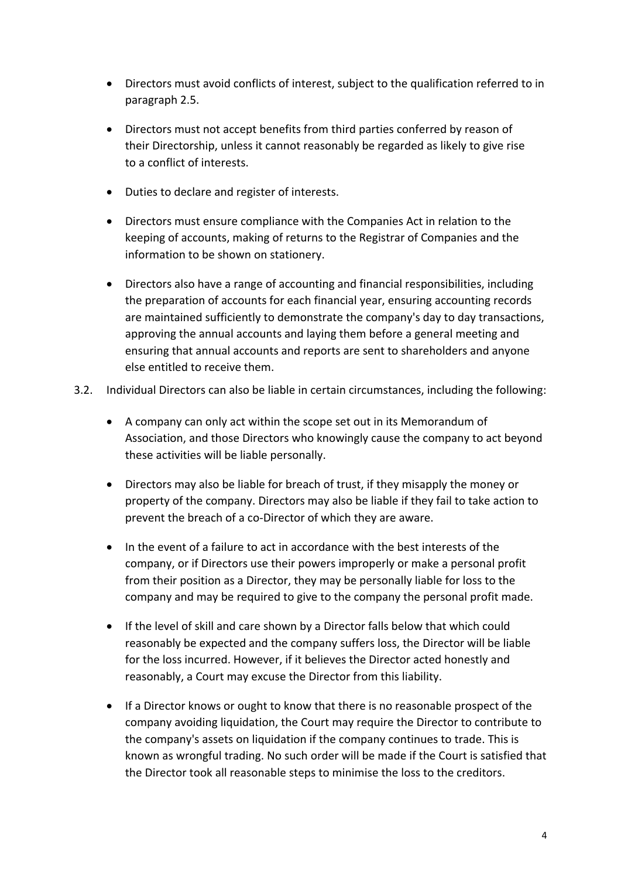- Directors must avoid conflicts of interest, subject to the qualification referred to in paragraph 2.5.

- Directors must not accept benefits from third parties conferred by reason of their Directorship, unless it cannot reasonably be regarded as likely to give rise to a conflict of interests.

- Duties to declare and register of interests.

- Directors must ensure compliance with the Companies Act in relation to the keeping of accounts, making of returns to the Registrar of Companies and the information to be shown on stationery.

- Directors also have a range of accounting and financial responsibilities, including the preparation of accounts for each financial year, ensuring accounting records are maintained sufficiently to demonstrate the company's day to day transactions, approving the annual accounts and laying them before a general meeting and ensuring that annual accounts and reports are sent to shareholders and anyone else entitled to receive them.

3.2. Individual Directors can also be liable in certain circumstances, including the following:

- A company can only act within the scope set out in its Memorandum of Association, and those Directors who knowingly cause the company to act beyond these activities will be liable personally.

- Directors may also be liable for breach of trust, if they misapply the money or property of the company. Directors may also be liable if they fail to take action to prevent the breach of a co-Director of which they are aware.

- In the event of a failure to act in accordance with the best interests of the company, or if Directors use their powers improperly or make a personal profit from their position as a Director, they may be personally liable for loss to the company and may be required to give to the company the personal profit made.

- If the level of skill and care shown by a Director falls below that which could reasonably be expected and the company suffers loss, the Director will be liable for the loss incurred. However, if it believes the Director acted honestly and reasonably, a Court may excuse the Director from this liability.

- If a Director knows or ought to know that there is no reasonable prospect of the company avoiding liquidation, the Court may require the Director to contribute to the company's assets on liquidation if the company continues to trade. This is known as wrongful trading. No such order will be made if the Court is satisfied that the Director took all reasonable steps to minimise the loss to the creditors.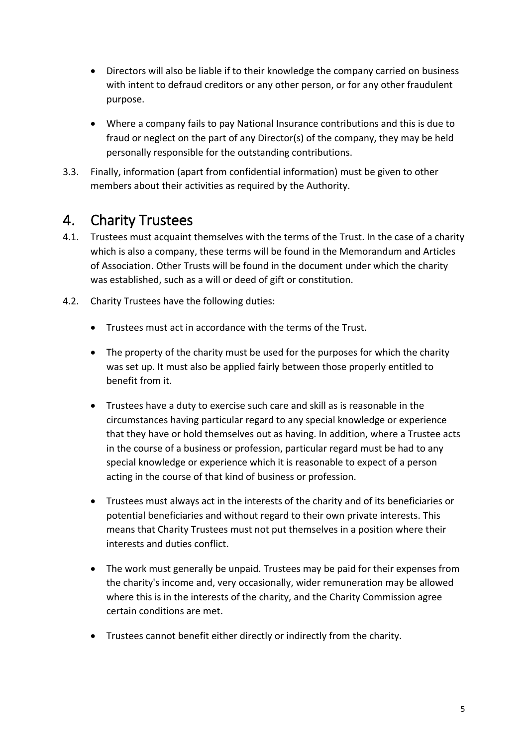- Directors will also be liable if to their knowledge the company carried on business with intent to defraud creditors or any other person, or for any other fraudulent purpose.

- Where a company fails to pay National Insurance contributions and this is due to fraud or neglect on the part of any Director(s) of the company, they may be held personally responsible for the outstanding contributions.

3.3. Finally, information (apart from confidential information) must be given to other members about their activities as required by the Authority.

## 4. Charity Trustees

4.1. Trustees must acquaint themselves with the terms of the Trust. In the case of a charity which is also a company, these terms will be found in the Memorandum and Articles of Association. Other Trusts will be found in the document under which the charity was established, such as a will or deed of gift or constitution.

4.2. Charity Trustees have the following duties:

- Trustees must act in accordance with the terms of the Trust.

- The property of the charity must be used for the purposes for which the charity was set up. It must also be applied fairly between those properly entitled to benefit from it.

- Trustees have a duty to exercise such care and skill as is reasonable in the circumstances having particular regard to any special knowledge or experience that they have or hold themselves out as having. In addition, where a Trustee acts in the course of a business or profession, particular regard must be had to any special knowledge or experience which it is reasonable to expect of a person acting in the course of that kind of business or profession.

- Trustees must always act in the interests of the charity and of its beneficiaries or potential beneficiaries and without regard to their own private interests. This means that Charity Trustees must not put themselves in a position where their interests and duties conflict.

- The work must generally be unpaid. Trustees may be paid for their expenses from the charity's income and, very occasionally, wider remuneration may be allowed where this is in the interests of the charity, and the Charity Commission agree certain conditions are met.

- Trustees cannot benefit either directly or indirectly from the charity.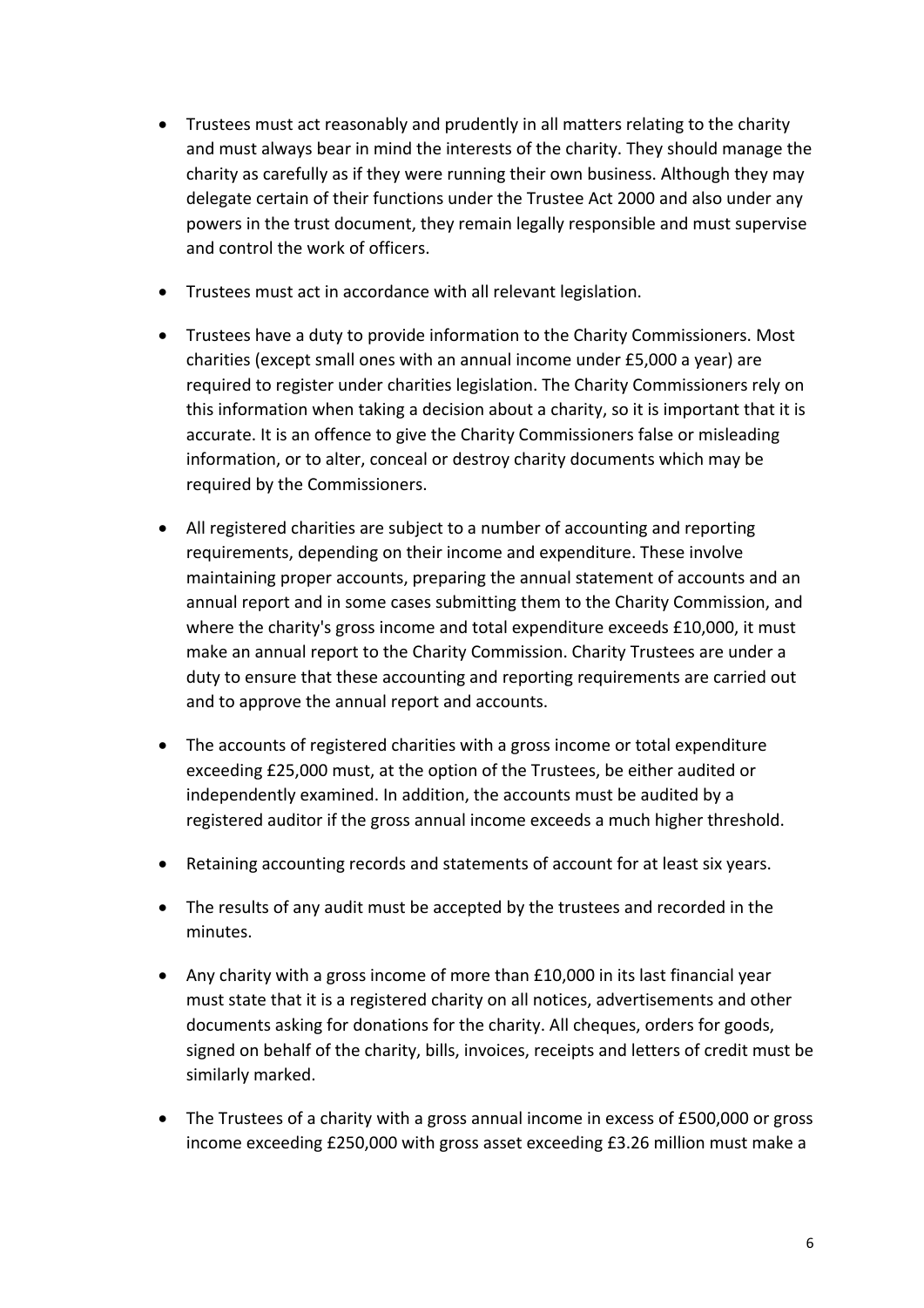- Trustees must act reasonably and prudently in all matters relating to the charity and must always bear in mind the interests of the charity. They should manage the charity as carefully as if they were running their own business. Although they may delegate certain of their functions under the Trustee Act 2000 and also under any powers in the trust document, they remain legally responsible and must supervise and control the work of officers.

- Trustees must act in accordance with all relevant legislation.

- Trustees have a duty to provide information to the Charity Commissioners. Most charities (except small ones with an annual income under £5,000 a year) are required to register under charities legislation. The Charity Commissioners rely on this information when taking a decision about a charity, so it is important that it is accurate. It is an offence to give the Charity Commissioners false or misleading information, or to alter, conceal or destroy charity documents which may be required by the Commissioners.

- All registered charities are subject to a number of accounting and reporting requirements, depending on their income and expenditure. These involve maintaining proper accounts, preparing the annual statement of accounts and an annual report and in some cases submitting them to the Charity Commission, and where the charity's gross income and total expenditure exceeds £10,000, it must make an annual report to the Charity Commission. Charity Trustees are under a duty to ensure that these accounting and reporting requirements are carried out and to approve the annual report and accounts.

- The accounts of registered charities with a gross income or total expenditure exceeding £25,000 must, at the option of the Trustees, be either audited or independently examined. In addition, the accounts must be audited by a registered auditor if the gross annual income exceeds a much higher threshold.

- Retaining accounting records and statements of account for at least six years.

- The results of any audit must be accepted by the trustees and recorded in the minutes.

- Any charity with a gross income of more than £10,000 in its last financial year must state that it is a registered charity on all notices, advertisements and other documents asking for donations for the charity. All cheques, orders for goods, signed on behalf of the charity, bills, invoices, receipts and letters of credit must be similarly marked.

- The Trustees of a charity with a gross annual income in excess of £500,000 or gross income exceeding £250,000 with gross asset exceeding £3.26 million must make a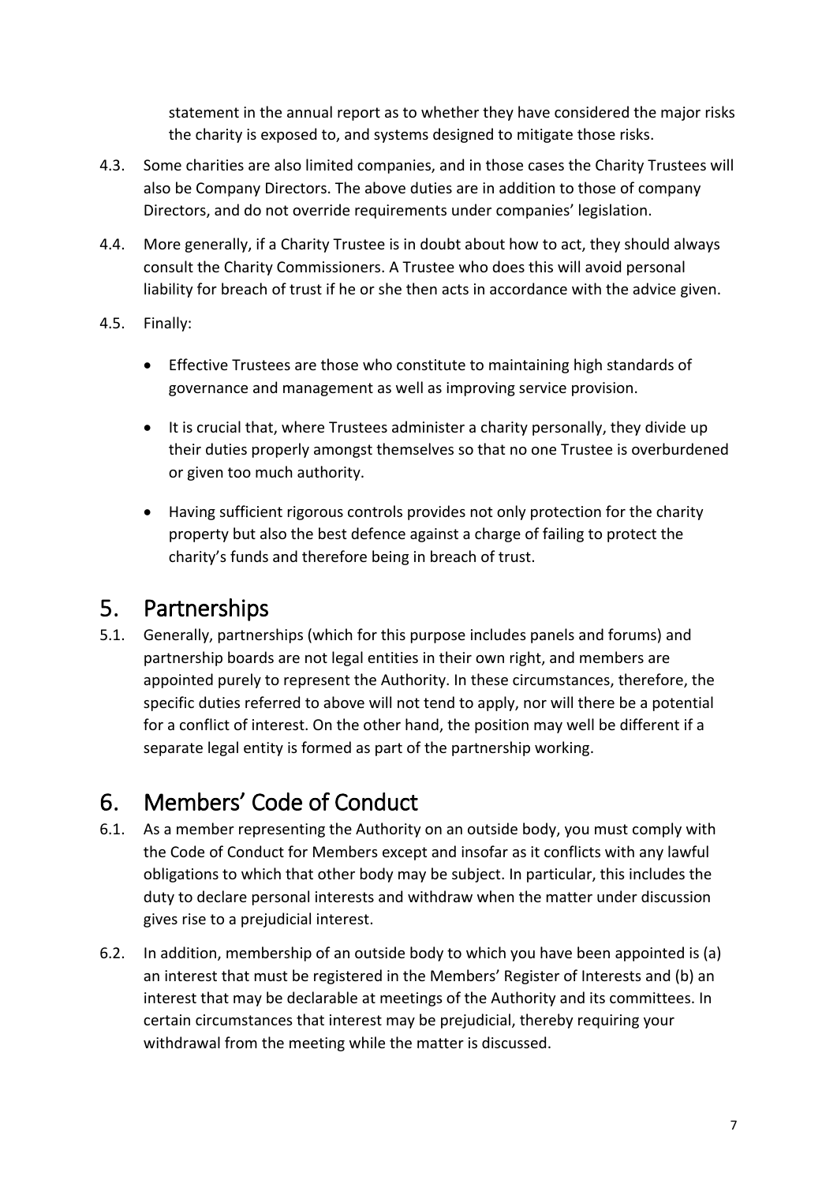statement in the annual report as to whether they have considered the major risks the charity is exposed to, and systems designed to mitigate those risks.

4.3. Some charities are also limited companies, and in those cases the Charity Trustees will also be Company Directors. The above duties are in addition to those of company Directors, and do not override requirements under companies' legislation.

4.4. More generally, if a Charity Trustee is in doubt about how to act, they should always consult the Charity Commissioners. A Trustee who does this will avoid personal liability for breach of trust if he or she then acts in accordance with the advice given.

4.5. Finally:

- Effective Trustees are those who constitute to maintaining high standards of governance and management as well as improving service provision.
- It is crucial that, where Trustees administer a charity personally, they divide up their duties properly amongst themselves so that no one Trustee is overburdened or given too much authority.
- Having sufficient rigorous controls provides not only protection for the charity property but also the best defence against a charge of failing to protect the charity's funds and therefore being in breach of trust.

# 5. Partnerships

5.1. Generally, partnerships (which for this purpose includes panels and forums) and partnership boards are not legal entities in their own right, and members are appointed purely to represent the Authority. In these circumstances, therefore, the specific duties referred to above will not tend to apply, nor will there be a potential for a conflict of interest. On the other hand, the position may well be different if a separate legal entity is formed as part of the partnership working.

# 6. Members' Code of Conduct

6.1. As a member representing the Authority on an outside body, you must comply with the Code of Conduct for Members except and insofar as it conflicts with any lawful obligations to which that other body may be subject. In particular, this includes the duty to declare personal interests and withdraw when the matter under discussion gives rise to a prejudicial interest.

6.2. In addition, membership of an outside body to which you have been appointed is (a) an interest that must be registered in the Members' Register of Interests and (b) an interest that may be declarable at meetings of the Authority and its committees. In certain circumstances that interest may be prejudicial, thereby requiring your withdrawal from the meeting while the matter is discussed.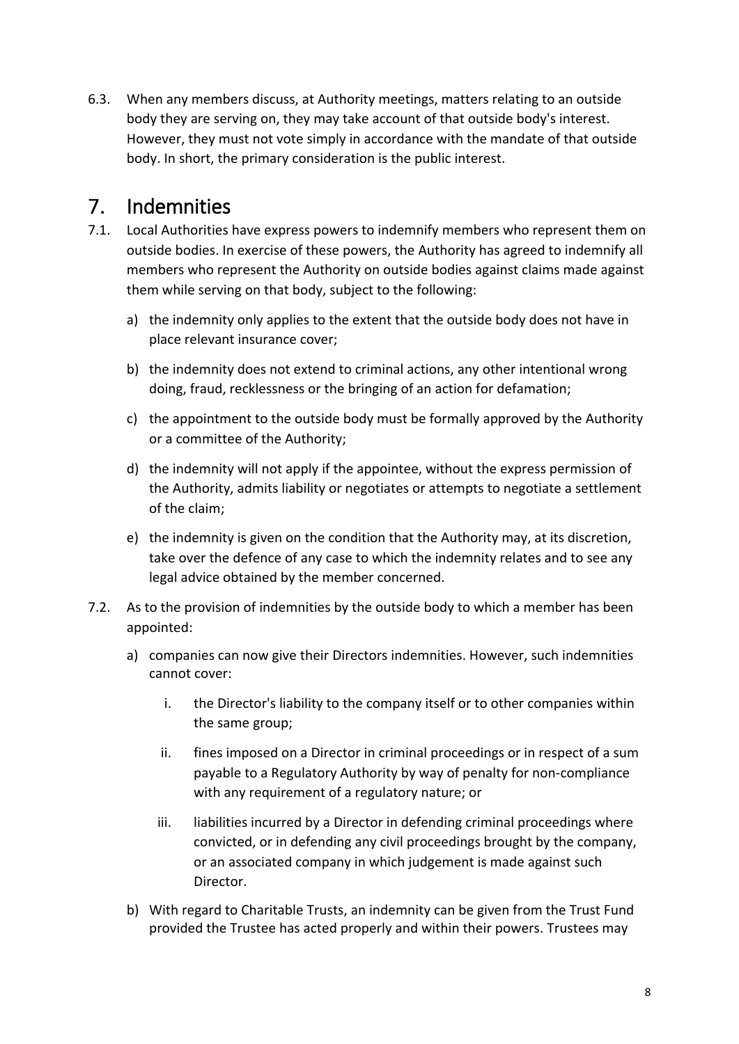6.3. When any members discuss, at Authority meetings, matters relating to an outside body they are serving on, they may take account of that outside body's interest. However, they must not vote simply in accordance with the mandate of that outside body. In short, the primary consideration is the public interest.

# 7. Indemnities

7.1. Local Authorities have express powers to indemnify members who represent them on outside bodies. In exercise of these powers, the Authority has agreed to indemnify all members who represent the Authority on outside bodies against claims made against them while serving on that body, subject to the following:

a) the indemnity only applies to the extent that the outside body does not have in place relevant insurance cover;

b) the indemnity does not extend to criminal actions, any other intentional wrong doing, fraud, recklessness or the bringing of an action for defamation;

c) the appointment to the outside body must be formally approved by the Authority or a committee of the Authority;

d) the indemnity will not apply if the appointee, without the express permission of the Authority, admits liability or negotiates or attempts to negotiate a settlement of the claim;

e) the indemnity is given on the condition that the Authority may, at its discretion, take over the defence of any case to which the indemnity relates and to see any legal advice obtained by the member concerned.

7.2. As to the provision of indemnities by the outside body to which a member has been appointed:

a) companies can now give their Directors indemnities. However, such indemnities cannot cover:

   i. the Director's liability to the company itself or to other companies within the same group;

   ii. fines imposed on a Director in criminal proceedings or in respect of a sum payable to a Regulatory Authority by way of penalty for non-compliance with any requirement of a regulatory nature; or

   iii. liabilities incurred by a Director in defending criminal proceedings where convicted, or in defending any civil proceedings brought by the company, or an associated company in which judgement is made against such Director.

b) With regard to Charitable Trusts, an indemnity can be given from the Trust Fund provided the Trustee has acted properly and within their powers. Trustees may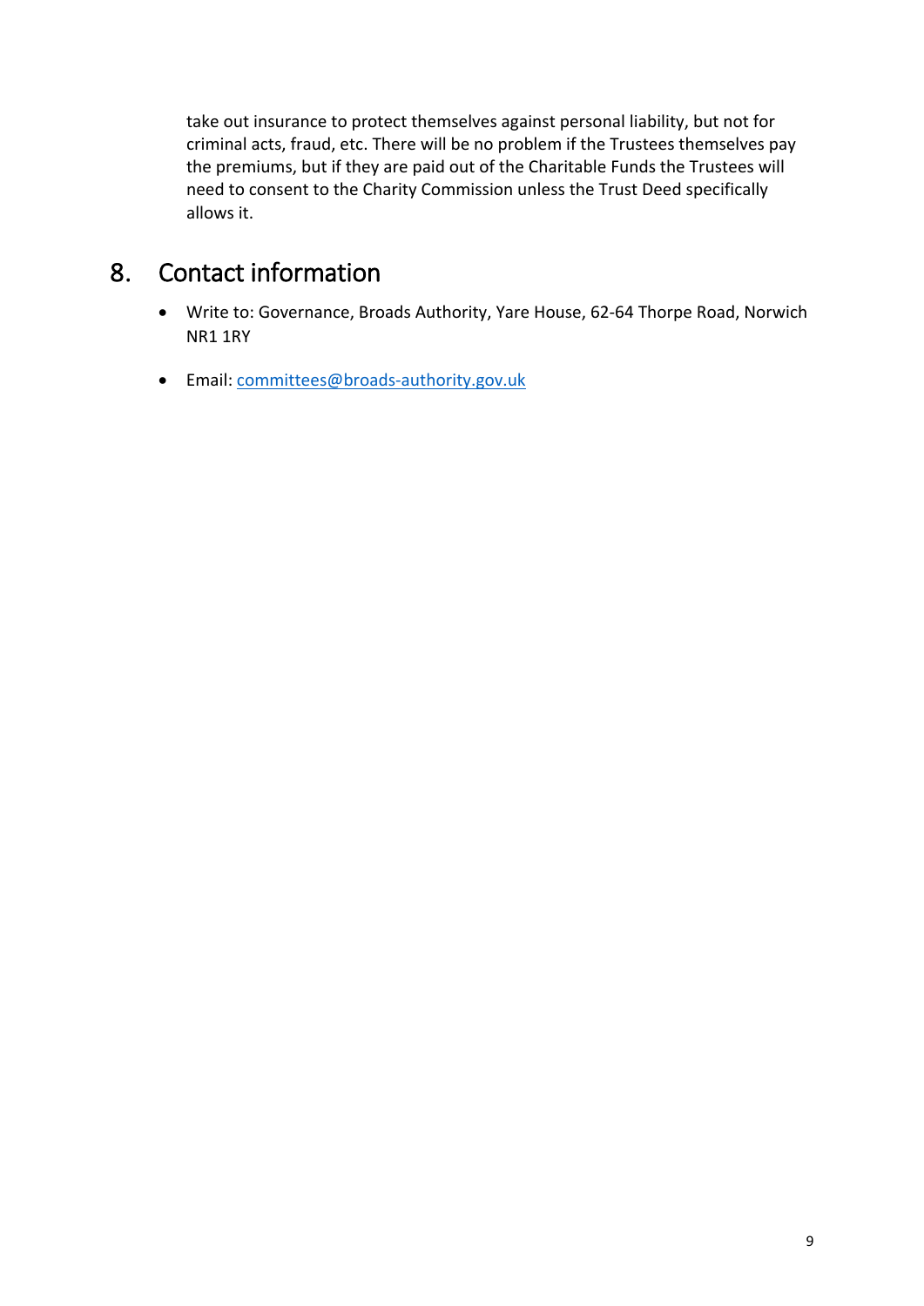take out insurance to protect themselves against personal liability, but not for criminal acts, fraud, etc. There will be no problem if the Trustees themselves pay the premiums, but if they are paid out of the Charitable Funds the Trustees will need to consent to the Charity Commission unless the Trust Deed specifically allows it.

## 8. Contact information

- Write to: Governance, Broads Authority, Yare House, 62-64 Thorpe Road, Norwich NR1 1RY
- Email: [committees@broads-authority.gov.uk](mailto:committees@broads-authority.gov.uk)